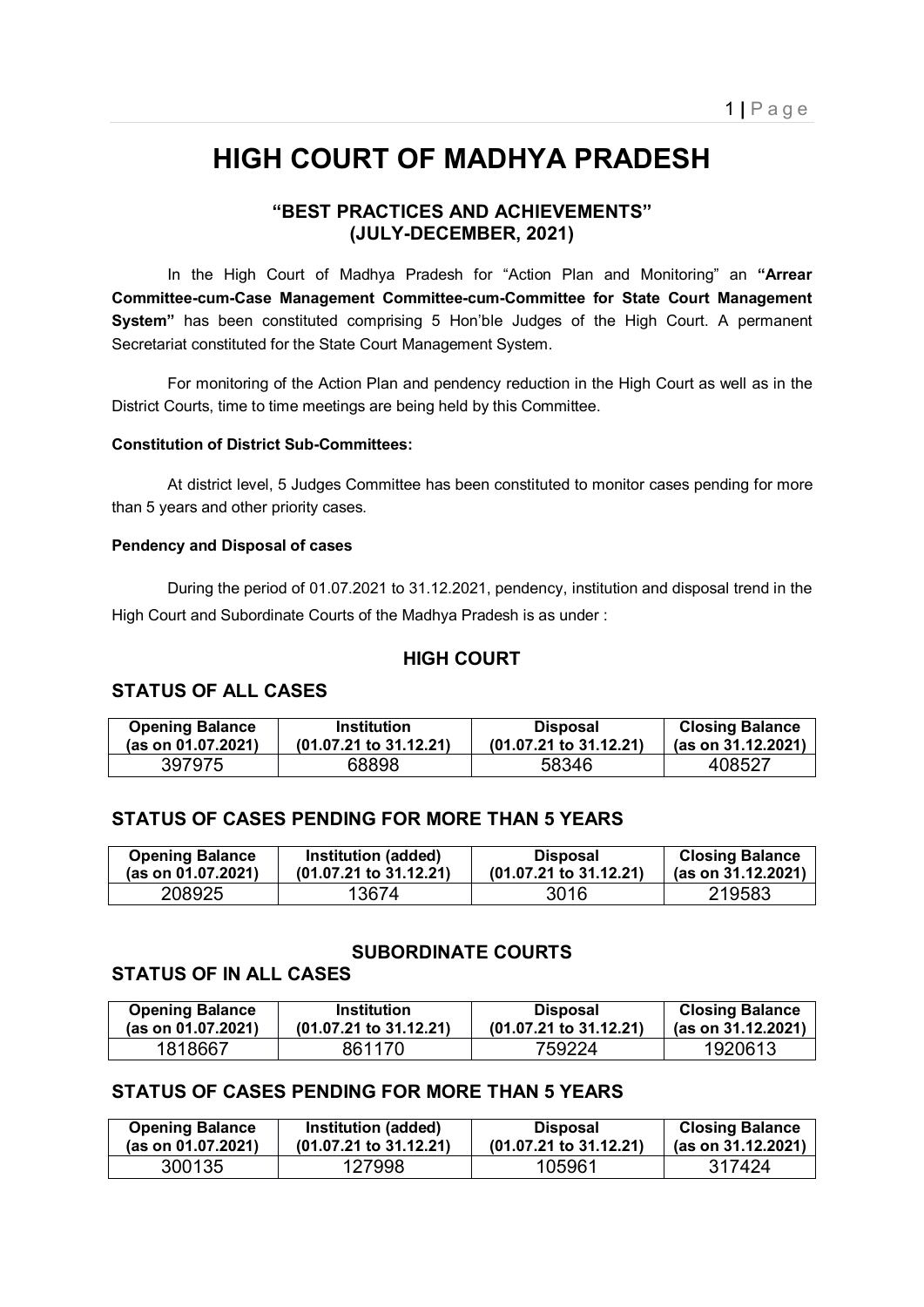# HIGH COURT OF MADHYA PRADESH

## "BEST PRACTICES AND ACHIEVEMENTS" (JULY-DECEMBER, 2021)

In the High Court of Madhya Pradesh for "Action Plan and Monitoring" an **"Arrear Committee-cum-Case Management Committee-cum-Committee for State Court Management System"** has been constituted comprising 5 Hon'ble Judges of the High Court. A permanent Secretariat constituted for the State Court Management System.

For monitoring of the Action Plan and pendency reduction in the High Court as well as in the District Courts, time to time meetings are being held by this Committee.

**Constitution of District Sub-Committees:**

At district level, 5 Judges Committee has been constituted to monitor cases pending for more than 5 years and other priority cases.

**Pendency and Disposal of cases**

During the period of 01.07.2021 to 31.12.2021, pendency, institution and disposal trend in the High Court and Subordinate Courts of the Madhya Pradesh is as under :

### HIGH COURT

### STATUS OF ALL CASES

| Opening Balance (as on 01.07.2021) | Institution (01.07.21 to 31.12.21) | Disposal (01.07.21 to 31.12.21) | Closing Balance (as on 31.12.2021) |
|---|---|---|---|
| 397975 | 68898 | 58346 | 408527 |

### STATUS OF CASES PENDING FOR MORE THAN 5 YEARS

| Opening Balance (as on 01.07.2021) | Institution (added) (01.07.21 to 31.12.21) | Disposal (01.07.21 to 31.12.21) | Closing Balance (as on 31.12.2021) |
|---|---|---|---|
| 208925 | 13674 | 3016 | 219583 |

### SUBORDINATE COURTS

### STATUS OF IN ALL CASES

| Opening Balance (as on 01.07.2021) | Institution (01.07.21 to 31.12.21) | Disposal (01.07.21 to 31.12.21) | Closing Balance (as on 31.12.2021) |
|---|---|---|---|
| 1818667 | 861170 | 759224 | 1920613 |

### STATUS OF CASES PENDING FOR MORE THAN 5 YEARS

| Opening Balance (as on 01.07.2021) | Institution (added) (01.07.21 to 31.12.21) | Disposal (01.07.21 to 31.12.21) | Closing Balance (as on 31.12.2021) |
|---|---|---|---|
| 300135 | 127998 | 105961 | 317424 |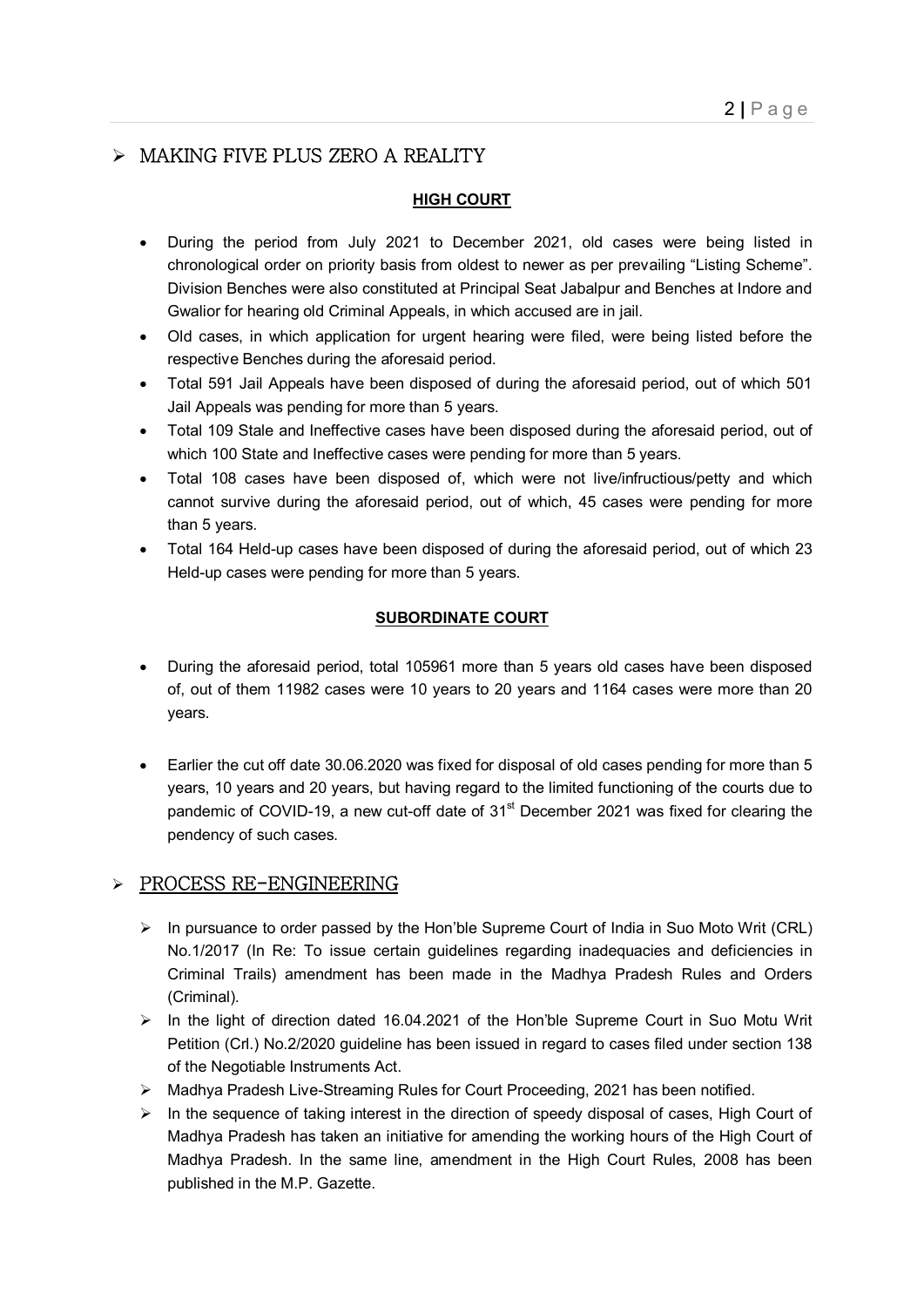## MAKING FIVE PLUS ZERO A REALITY

### HIGH COURT

- During the period from July 2021 to December 2021, old cases were being listed in chronological order on priority basis from oldest to newer as per prevailing "Listing Scheme". Division Benches were also constituted at Principal Seat Jabalpur and Benches at Indore and Gwalior for hearing old Criminal Appeals, in which accused are in jail.
- Old cases, in which application for urgent hearing were filed, were being listed before the respective Benches during the aforesaid period.
- Total 591 Jail Appeals have been disposed of during the aforesaid period, out of which 501 Jail Appeals was pending for more than 5 years.
- Total 109 Stale and Ineffective cases have been disposed during the aforesaid period, out of which 100 State and Ineffective cases were pending for more than 5 years.
- Total 108 cases have been disposed of, which were not live/infructious/petty and which cannot survive during the aforesaid period, out of which, 45 cases were pending for more than 5 years.
- Total 164 Held-up cases have been disposed of during the aforesaid period, out of which 23 Held-up cases were pending for more than 5 years.

### SUBORDINATE COURT

- During the aforesaid period, total 105961 more than 5 years old cases have been disposed of, out of them 11982 cases were 10 years to 20 years and 1164 cases were more than 20 years.
- Earlier the cut off date 30.06.2020 was fixed for disposal of old cases pending for more than 5 years, 10 years and 20 years, but having regard to the limited functioning of the courts due to pandemic of COVID-19, a new cut-off date of 31st December 2021 was fixed for clearing the pendency of such cases.

## PROCESS RE-ENGINEERING

- In pursuance to order passed by the Hon'ble Supreme Court of India in Suo Moto Writ (CRL) No.1/2017 (In Re: To issue certain guidelines regarding inadequacies and deficiencies in Criminal Trails) amendment has been made in the Madhya Pradesh Rules and Orders (Criminal).
- In the light of direction dated 16.04.2021 of the Hon'ble Supreme Court in Suo Motu Writ Petition (Crl.) No.2/2020 guideline has been issued in regard to cases filed under section 138 of the Negotiable Instruments Act.
- Madhya Pradesh Live-Streaming Rules for Court Proceeding, 2021 has been notified.
- In the sequence of taking interest in the direction of speedy disposal of cases, High Court of Madhya Pradesh has taken an initiative for amending the working hours of the High Court of Madhya Pradesh. In the same line, amendment in the High Court Rules, 2008 has been published in the M.P. Gazette.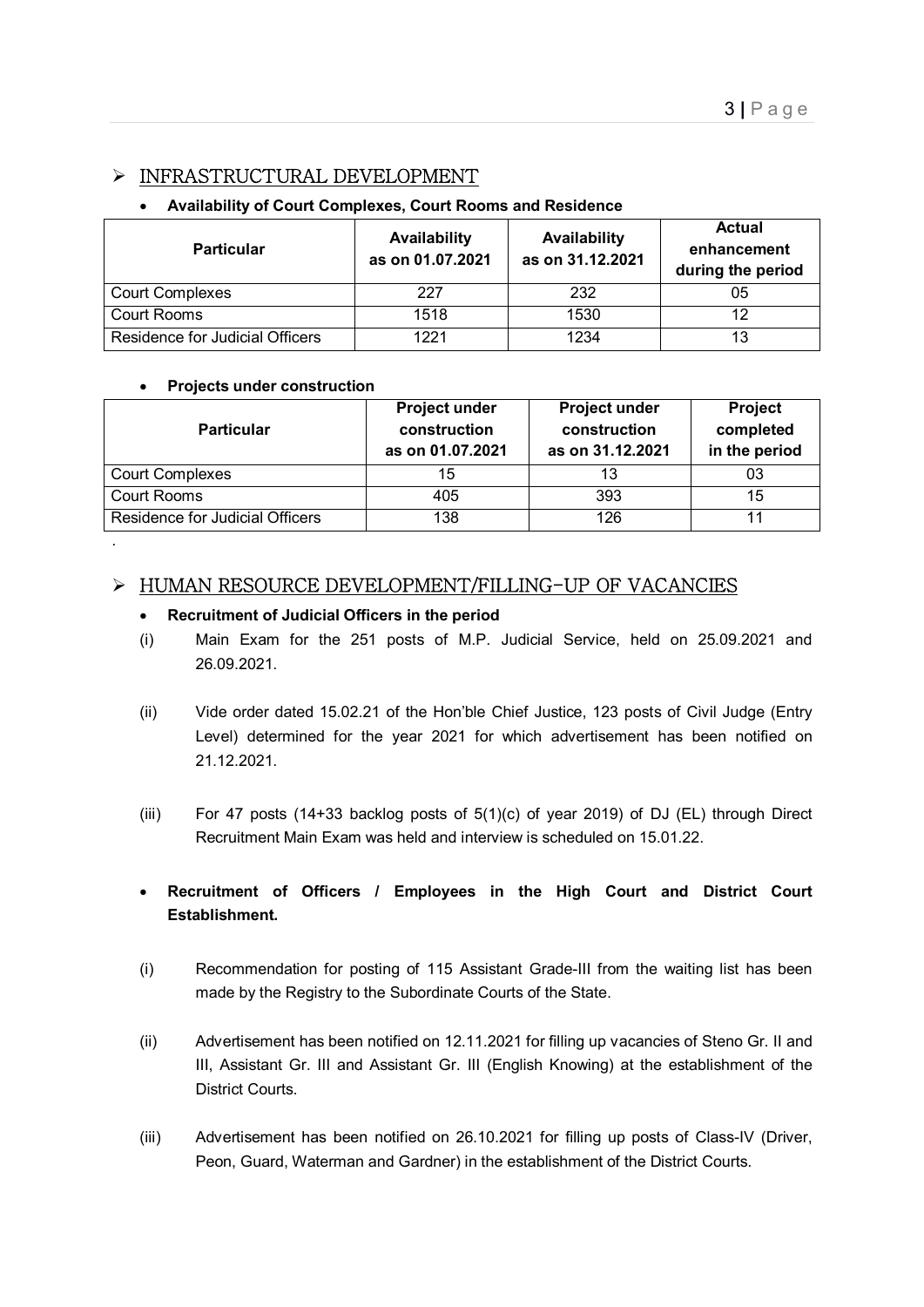## INFRASTRUCTURAL DEVELOPMENT

- **Availability of Court Complexes, Court Rooms and Residence**

| Particular | Availability as on 01.07.2021 | Availability as on 31.12.2021 | Actual enhancement during the period |
|---|---|---|---|
| Court Complexes | 227 | 232 | 05 |
| Court Rooms | 1518 | 1530 | 12 |
| Residence for Judicial Officers | 1221 | 1234 | 13 |

- **Projects under construction**

| Particular | Project under construction as on 01.07.2021 | Project under construction as on 31.12.2021 | Project completed in the period |
|---|---|---|---|
| Court Complexes | 15 | 13 | 03 |
| Court Rooms | 405 | 393 | 15 |
| Residence for Judicial Officers | 138 | 126 | 11 |

.

## HUMAN RESOURCE DEVELOPMENT/FILLING-UP OF VACANCIES

- **Recruitment of Judicial Officers in the period**

(i) Main Exam for the 251 posts of M.P. Judicial Service, held on 25.09.2021 and 26.09.2021.

(ii) Vide order dated 15.02.21 of the Hon'ble Chief Justice, 123 posts of Civil Judge (Entry Level) determined for the year 2021 for which advertisement has been notified on 21.12.2021.

(iii) For 47 posts (14+33 backlog posts of 5(1)(c) of year 2019) of DJ (EL) through Direct Recruitment Main Exam was held and interview is scheduled on 15.01.22.

- **Recruitment of Officers / Employees in the High Court and District Court Establishment.**

(i) Recommendation for posting of 115 Assistant Grade-III from the waiting list has been made by the Registry to the Subordinate Courts of the State.

(ii) Advertisement has been notified on 12.11.2021 for filling up vacancies of Steno Gr. II and III, Assistant Gr. III and Assistant Gr. III (English Knowing) at the establishment of the District Courts.

(iii) Advertisement has been notified on 26.10.2021 for filling up posts of Class-IV (Driver, Peon, Guard, Waterman and Gardner) in the establishment of the District Courts.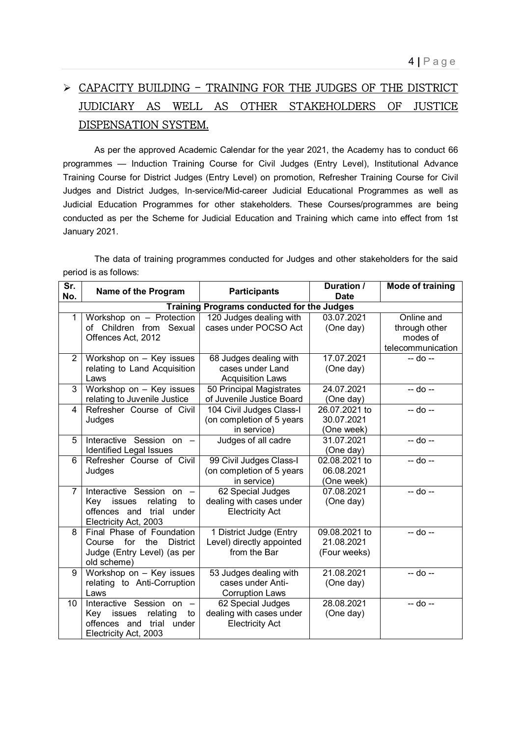## ➢ CAPACITY BUILDING – TRAINING FOR THE JUDGES OF THE DISTRICT JUDICIARY AS WELL AS OTHER STAKEHOLDERS OF JUSTICE DISPENSATION SYSTEM.

As per the approved Academic Calendar for the year 2021, the Academy has to conduct 66 programmes — Induction Training Course for Civil Judges (Entry Level), Institutional Advance Training Course for District Judges (Entry Level) on promotion, Refresher Training Course for Civil Judges and District Judges, In-service/Mid-career Judicial Educational Programmes as well as Judicial Education Programmes for other stakeholders. These Courses/programmes are being conducted as per the Scheme for Judicial Education and Training which came into effect from 1st January 2021.

The data of training programmes conducted for Judges and other stakeholders for the said period is as follows:

| Sr. No. | Name of the Program | Participants | Duration / Date | Mode of training |
|---|---|---|---|---|
| **Training Programs conducted for the Judges** | | | | |
| 1 | Workshop on – Protection of Children from Sexual Offences Act, 2012 | 120 Judges dealing with cases under POCSO Act | 03.07.2021 (One day) | Online and through other modes of telecommunication |
| 2 | Workshop on – Key issues relating to Land Acquisition Laws | 68 Judges dealing with cases under Land Acquisition Laws | 17.07.2021 (One day) | -- do -- |
| 3 | Workshop on – Key issues relating to Juvenile Justice | 50 Principal Magistrates of Juvenile Justice Board | 24.07.2021 (One day) | -- do -- |
| 4 | Refresher Course of Civil Judges | 104 Civil Judges Class-I (on completion of 5 years in service) | 26.07.2021 to 30.07.2021 (One week) | -- do -- |
| 5 | Interactive Session on – Identified Legal Issues | Judges of all cadre | 31.07.2021 (One day) | -- do -- |
| 6 | Refresher Course of Civil Judges | 99 Civil Judges Class-I (on completion of 5 years in service) | 02.08.2021 to 06.08.2021 (One week) | -- do -- |
| 7 | Interactive Session on – Key issues relating to offences and trial under Electricity Act, 2003 | 62 Special Judges dealing with cases under Electricity Act | 07.08.2021 (One day) | -- do -- |
| 8 | Final Phase of Foundation Course for the District Judge (Entry Level) (as per old scheme) | 1 District Judge (Entry Level) directly appointed from the Bar | 09.08.2021 to 21.08.2021 (Four weeks) | -- do -- |
| 9 | Workshop on – Key issues relating to Anti-Corruption Laws | 53 Judges dealing with cases under Anti-Corruption Laws | 21.08.2021 (One day) | -- do -- |
| 10 | Interactive Session on – Key issues relating to offences and trial under Electricity Act, 2003 | 62 Special Judges dealing with cases under Electricity Act | 28.08.2021 (One day) | -- do -- |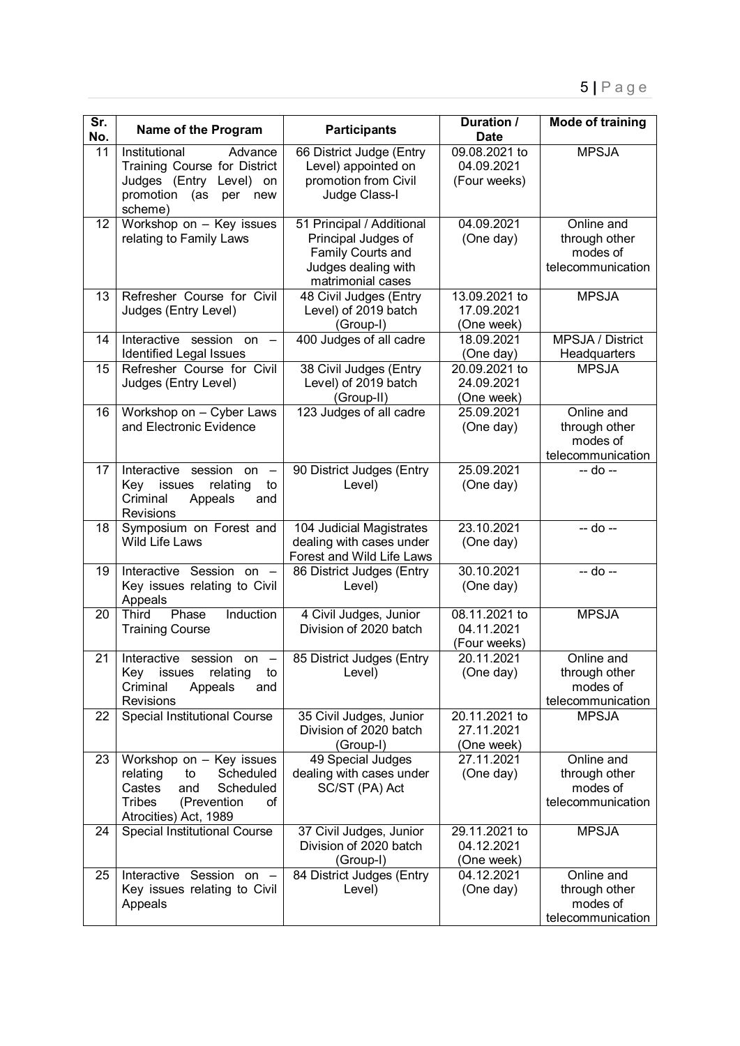| Sr. No. | Name of the Program | Participants | Duration / Date | Mode of training |
|---|---|---|---|---|
| 11 | Institutional Advance Training Course for District Judges (Entry Level) on promotion (as per new scheme) | 66 District Judge (Entry Level) appointed on promotion from Civil Judge Class-I | 09.08.2021 to 04.09.2021 (Four weeks) | MPSJA |
| 12 | Workshop on – Key issues relating to Family Laws | 51 Principal / Additional Principal Judges of Family Courts and Judges dealing with matrimonial cases | 04.09.2021 (One day) | Online and through other modes of telecommunication |
| 13 | Refresher Course for Civil Judges (Entry Level) | 48 Civil Judges (Entry Level) of 2019 batch (Group-I) | 13.09.2021 to 17.09.2021 (One week) | MPSJA |
| 14 | Interactive session on – Identified Legal Issues | 400 Judges of all cadre | 18.09.2021 (One day) | MPSJA / District Headquarters |
| 15 | Refresher Course for Civil Judges (Entry Level) | 38 Civil Judges (Entry Level) of 2019 batch (Group-II) | 20.09.2021 to 24.09.2021 (One week) | MPSJA |
| 16 | Workshop on – Cyber Laws and Electronic Evidence | 123 Judges of all cadre | 25.09.2021 (One day) | Online and through other modes of telecommunication |
| 17 | Interactive session on – Key issues relating to Criminal Appeals and Revisions | 90 District Judges (Entry Level) | 25.09.2021 (One day) | -- do -- |
| 18 | Symposium on Forest and Wild Life Laws | 104 Judicial Magistrates dealing with cases under Forest and Wild Life Laws | 23.10.2021 (One day) | -- do -- |
| 19 | Interactive Session on – Key issues relating to Civil Appeals | 86 District Judges (Entry Level) | 30.10.2021 (One day) | -- do -- |
| 20 | Third Phase Induction Training Course | 4 Civil Judges, Junior Division of 2020 batch | 08.11.2021 to 04.11.2021 (Four weeks) | MPSJA |
| 21 | Interactive session on – Key issues relating to Criminal Appeals and Revisions | 85 District Judges (Entry Level) | 20.11.2021 (One day) | Online and through other modes of telecommunication |
| 22 | Special Institutional Course | 35 Civil Judges, Junior Division of 2020 batch (Group-I) | 20.11.2021 to 27.11.2021 (One week) | MPSJA |
| 23 | Workshop on – Key issues relating to Scheduled Castes and Scheduled Tribes (Prevention of Atrocities) Act, 1989 | 49 Special Judges dealing with cases under SC/ST (PA) Act | 27.11.2021 (One day) | Online and through other modes of telecommunication |
| 24 | Special Institutional Course | 37 Civil Judges, Junior Division of 2020 batch (Group-I) | 29.11.2021 to 04.12.2021 (One week) | MPSJA |
| 25 | Interactive Session on – Key issues relating to Civil Appeals | 84 District Judges (Entry Level) | 04.12.2021 (One day) | Online and through other modes of telecommunication |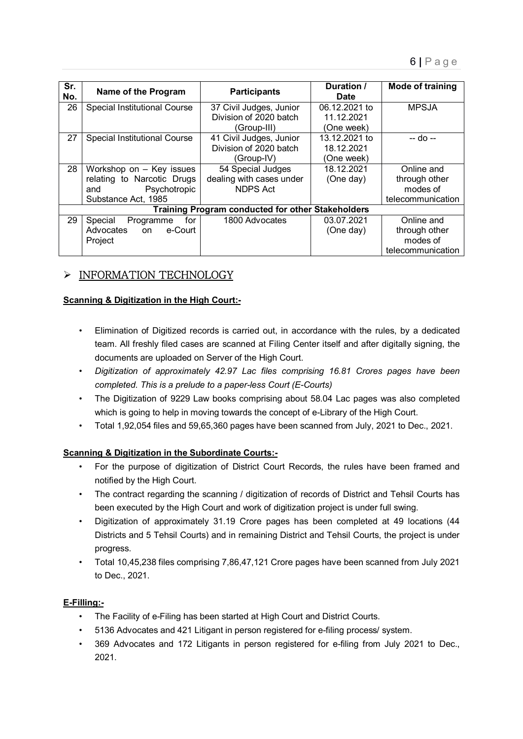| Sr. No. | Name of the Program | Participants | Duration / Date | Mode of training |
|---|---|---|---|---|
| 26 | Special Institutional Course | 37 Civil Judges, Junior Division of 2020 batch (Group-III) | 06.12.2021 to 11.12.2021 (One week) | MPSJA |
| 27 | Special Institutional Course | 41 Civil Judges, Junior Division of 2020 batch (Group-IV) | 13.12.2021 to 18.12.2021 (One week) | -- do -- |
| 28 | Workshop on – Key issues relating to Narcotic Drugs and Psychotropic Substance Act, 1985 | 54 Special Judges dealing with cases under NDPS Act | 18.12.2021 (One day) | Online and through other modes of telecommunication |
| **Training Program conducted for other Stakeholders** | | | | |
| 29 | Special Programme for Advocates on e-Court Project | 1800 Advocates | 03.07.2021 (One day) | Online and through other modes of telecommunication |

## ➢ INFORMATION TECHNOLOGY

**Scanning & Digitization in the High Court:-**

- Elimination of Digitized records is carried out, in accordance with the rules, by a dedicated team. All freshly filed cases are scanned at Filing Center itself and after digitally signing, the documents are uploaded on Server of the High Court.
- *Digitization of approximately 42.97 Lac files comprising 16.81 Crores pages have been completed. This is a prelude to a paper-less Court (E-Courts)*
- The Digitization of 9229 Law books comprising about 58.04 Lac pages was also completed which is going to help in moving towards the concept of e-Library of the High Court.
- Total 1,92,054 files and 59,65,360 pages have been scanned from July, 2021 to Dec., 2021.

**Scanning & Digitization in the Subordinate Courts:-**

- For the purpose of digitization of District Court Records, the rules have been framed and notified by the High Court.
- The contract regarding the scanning / digitization of records of District and Tehsil Courts has been executed by the High Court and work of digitization project is under full swing.
- Digitization of approximately 31.19 Crore pages has been completed at 49 locations (44 Districts and 5 Tehsil Courts) and in remaining District and Tehsil Courts, the project is under progress.
- Total 10,45,238 files comprising 7,86,47,121 Crore pages have been scanned from July 2021 to Dec., 2021.

**E-Filling:-**

- The Facility of e-Filing has been started at High Court and District Courts.
- 5136 Advocates and 421 Litigant in person registered for e-filing process/ system.
- 369 Advocates and 172 Litigants in person registered for e-filing from July 2021 to Dec., 2021.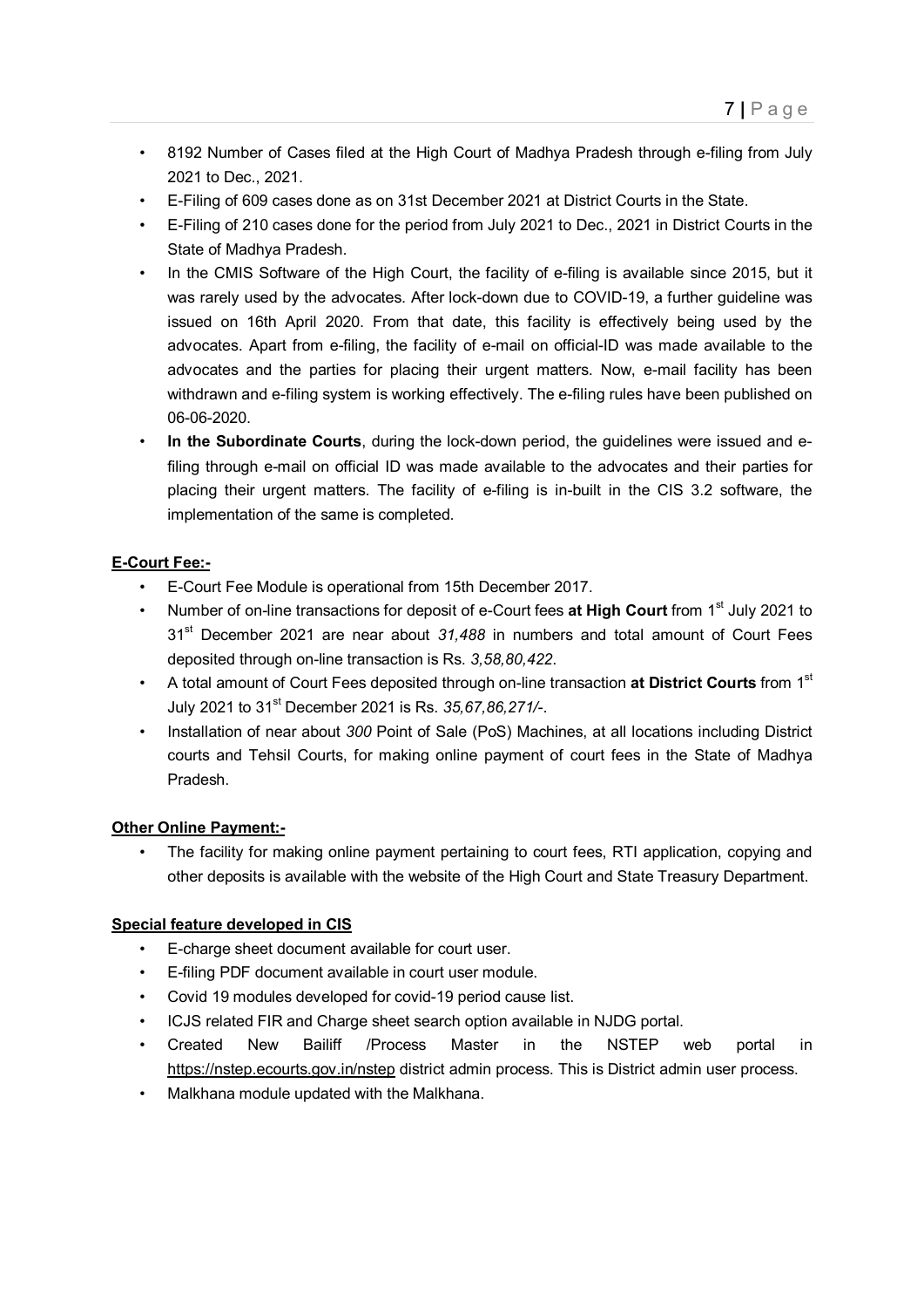- 8192 Number of Cases filed at the High Court of Madhya Pradesh through e-filing from July 2021 to Dec., 2021.
- E-Filing of 609 cases done as on 31st December 2021 at District Courts in the State.
- E-Filing of 210 cases done for the period from July 2021 to Dec., 2021 in District Courts in the State of Madhya Pradesh.
- In the CMIS Software of the High Court, the facility of e-filing is available since 2015, but it was rarely used by the advocates. After lock-down due to COVID-19, a further guideline was issued on 16th April 2020. From that date, this facility is effectively being used by the advocates. Apart from e-filing, the facility of e-mail on official-ID was made available to the advocates and the parties for placing their urgent matters. Now, e-mail facility has been withdrawn and e-filing system is working effectively. The e-filing rules have been published on 06-06-2020.
- **In the Subordinate Courts**, during the lock-down period, the guidelines were issued and e-filing through e-mail on official ID was made available to the advocates and their parties for placing their urgent matters. The facility of e-filing is in-built in the CIS 3.2 software, the implementation of the same is completed.

**E-Court Fee:-**

- E-Court Fee Module is operational from 15th December 2017.
- Number of on-line transactions for deposit of e-Court fees **at High Court** from 1st July 2021 to 31st December 2021 are near about *31,488* in numbers and total amount of Court Fees deposited through on-line transaction is Rs. *3,58,80,422*.
- A total amount of Court Fees deposited through on-line transaction **at District Courts** from 1st July 2021 to 31st December 2021 is Rs. *35,67,86,271/-*.
- Installation of near about *300* Point of Sale (PoS) Machines, at all locations including District courts and Tehsil Courts, for making online payment of court fees in the State of Madhya Pradesh.

**Other Online Payment:-**

- The facility for making online payment pertaining to court fees, RTI application, copying and other deposits is available with the website of the High Court and State Treasury Department.

**Special feature developed in CIS**

- E-charge sheet document available for court user.
- E-filing PDF document available in court user module.
- Covid 19 modules developed for covid-19 period cause list.
- ICJS related FIR and Charge sheet search option available in NJDG portal.
- Created New Bailiff /Process Master in the NSTEP web portal in https://nstep.ecourts.gov.in/nstep district admin process. This is District admin user process.
- Malkhana module updated with the Malkhana.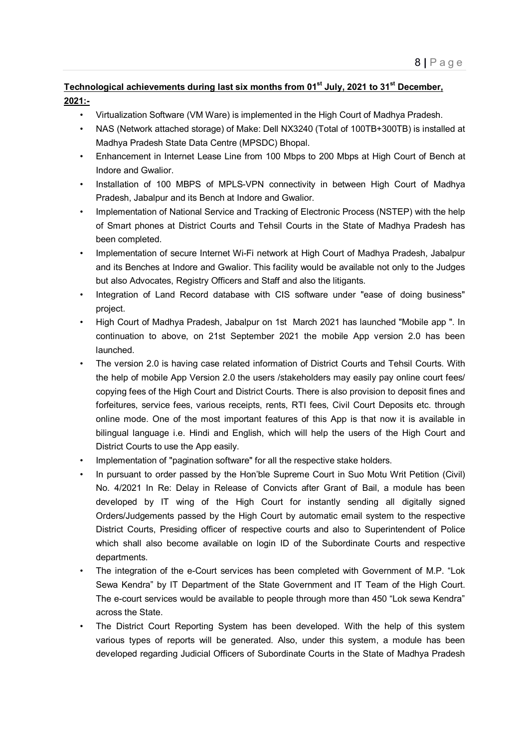**Technological achievements during last six months from 01st July, 2021 to 31st December, 2021:-**

- Virtualization Software (VM Ware) is implemented in the High Court of Madhya Pradesh.
- NAS (Network attached storage) of Make: Dell NX3240 (Total of 100TB+300TB) is installed at Madhya Pradesh State Data Centre (MPSDC) Bhopal.
- Enhancement in Internet Lease Line from 100 Mbps to 200 Mbps at High Court of Bench at Indore and Gwalior.
- Installation of 100 MBPS of MPLS-VPN connectivity in between High Court of Madhya Pradesh, Jabalpur and its Bench at Indore and Gwalior.
- Implementation of National Service and Tracking of Electronic Process (NSTEP) with the help of Smart phones at District Courts and Tehsil Courts in the State of Madhya Pradesh has been completed.
- Implementation of secure Internet Wi-Fi network at High Court of Madhya Pradesh, Jabalpur and its Benches at Indore and Gwalior. This facility would be available not only to the Judges but also Advocates, Registry Officers and Staff and also the litigants.
- Integration of Land Record database with CIS software under "ease of doing business" project.
- High Court of Madhya Pradesh, Jabalpur on 1st March 2021 has launched "Mobile app ". In continuation to above, on 21st September 2021 the mobile App version 2.0 has been launched.
- The version 2.0 is having case related information of District Courts and Tehsil Courts. With the help of mobile App Version 2.0 the users /stakeholders may easily pay online court fees/ copying fees of the High Court and District Courts. There is also provision to deposit fines and forfeitures, service fees, various receipts, rents, RTI fees, Civil Court Deposits etc. through online mode. One of the most important features of this App is that now it is available in bilingual language i.e. Hindi and English, which will help the users of the High Court and District Courts to use the App easily.
- Implementation of "pagination software" for all the respective stake holders.
- In pursuant to order passed by the Hon'ble Supreme Court in Suo Motu Writ Petition (Civil) No. 4/2021 In Re: Delay in Release of Convicts after Grant of Bail, a module has been developed by IT wing of the High Court for instantly sending all digitally signed Orders/Judgements passed by the High Court by automatic email system to the respective District Courts, Presiding officer of respective courts and also to Superintendent of Police which shall also become available on login ID of the Subordinate Courts and respective departments.
- The integration of the e-Court services has been completed with Government of M.P. "Lok Sewa Kendra" by IT Department of the State Government and IT Team of the High Court. The e-court services would be available to people through more than 450 "Lok sewa Kendra" across the State.
- The District Court Reporting System has been developed. With the help of this system various types of reports will be generated. Also, under this system, a module has been developed regarding Judicial Officers of Subordinate Courts in the State of Madhya Pradesh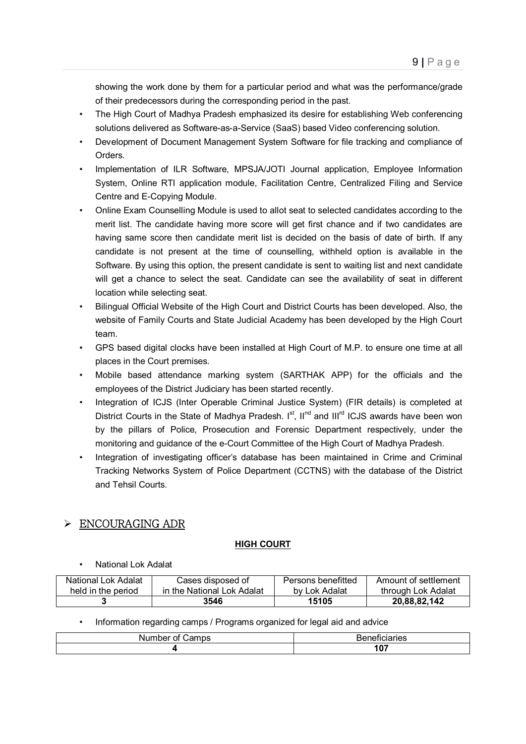showing the work done by them for a particular period and what was the performance/grade of their predecessors during the corresponding period in the past.

- The High Court of Madhya Pradesh emphasized its desire for establishing Web conferencing solutions delivered as Software-as-a-Service (SaaS) based Video conferencing solution.
- Development of Document Management System Software for file tracking and compliance of Orders.
- Implementation of ILR Software, MPSJA/JOTI Journal application, Employee Information System, Online RTI application module, Facilitation Centre, Centralized Filing and Service Centre and E-Copying Module.
- Online Exam Counselling Module is used to allot seat to selected candidates according to the merit list. The candidate having more score will get first chance and if two candidates are having same score then candidate merit list is decided on the basis of date of birth. If any candidate is not present at the time of counselling, withheld option is available in the Software. By using this option, the present candidate is sent to waiting list and next candidate will get a chance to select the seat. Candidate can see the availability of seat in different location while selecting seat.
- Bilingual Official Website of the High Court and District Courts has been developed. Also, the website of Family Courts and State Judicial Academy has been developed by the High Court team.
- GPS based digital clocks have been installed at High Court of M.P. to ensure one time at all places in the Court premises.
- Mobile based attendance marking system (SARTHAK APP) for the officials and the employees of the District Judiciary has been started recently.
- Integration of ICJS (Inter Operable Criminal Justice System) (FIR details) is completed at District Courts in the State of Madhya Pradesh. I[st], II[nd] and III[rd] ICJS awards have been won by the pillars of Police, Prosecution and Forensic Department respectively, under the monitoring and guidance of the e-Court Committee of the High Court of Madhya Pradesh.
- Integration of investigating officer's database has been maintained in Crime and Criminal Tracking Networks System of Police Department (CCTNS) with the database of the District and Tehsil Courts.

## ➢ ENCOURAGING ADR

### HIGH COURT

- National Lok Adalat

| National Lok Adalat held in the period | Cases disposed of in the National Lok Adalat | Persons benefitted by Lok Adalat | Amount of settlement through Lok Adalat |
|---|---|---|---|
| **3** | **3546** | **15105** | **20,88,82,142** |

- Information regarding camps / Programs organized for legal aid and advice

| Number of Camps | Beneficiaries |
|---|---|
| **4** | **107** |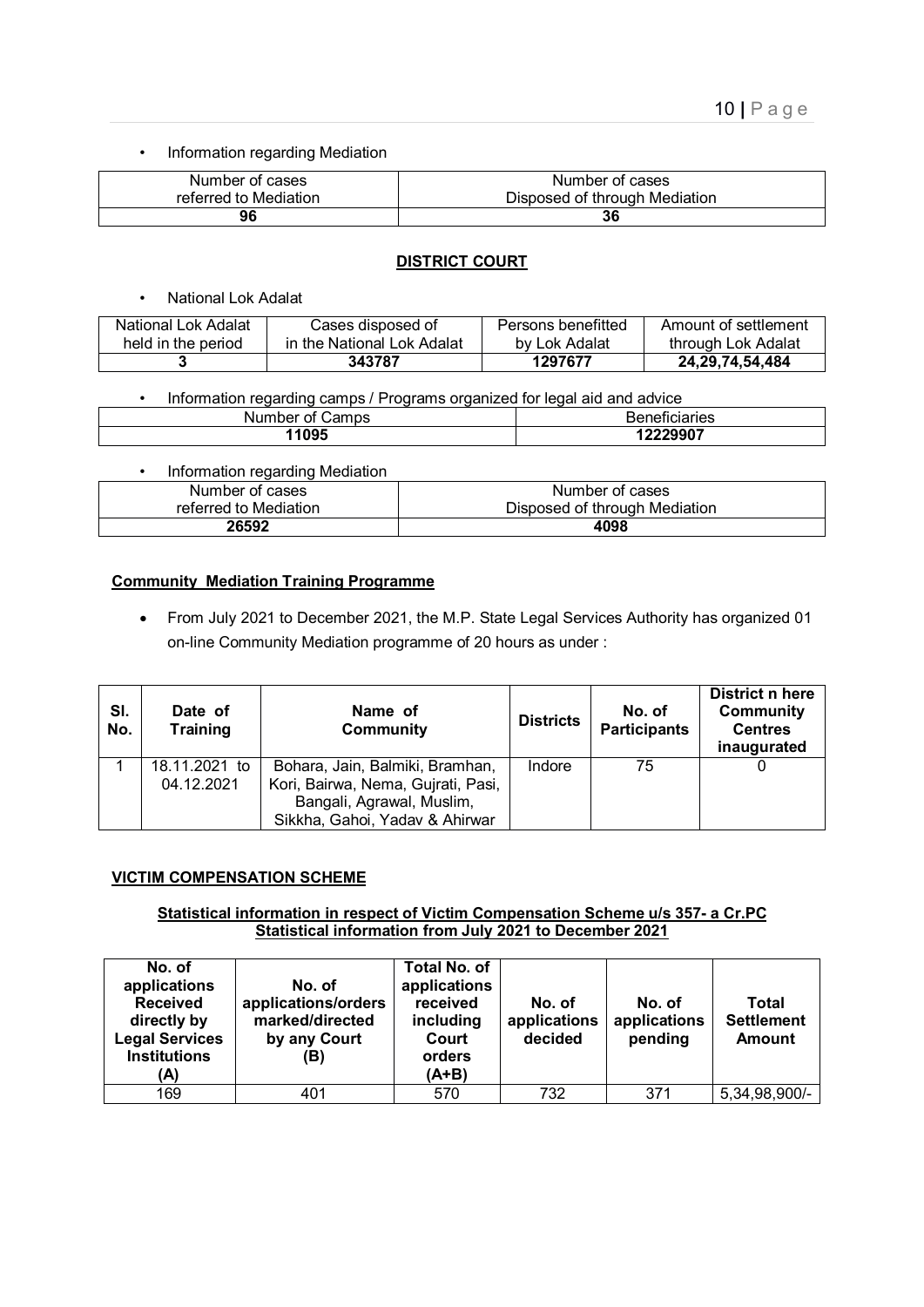- Information regarding Mediation

| Number of cases referred to Mediation | Number of cases Disposed of through Mediation |
|---|---|
| **96** | **36** |

## DISTRICT COURT

- National Lok Adalat

| National Lok Adalat held in the period | Cases disposed of in the National Lok Adalat | Persons benefitted by Lok Adalat | Amount of settlement through Lok Adalat |
|---|---|---|---|
| **3** | **343787** | **1297677** | **24,29,74,54,484** |

- Information regarding camps / Programs organized for legal aid and advice

| Number of Camps | Beneficiaries |
|---|---|
| **11095** | **12229907** |

- Information regarding Mediation

| Number of cases referred to Mediation | Number of cases Disposed of through Mediation |
|---|---|
| **26592** | **4098** |

### Community Mediation Training Programme

- From July 2021 to December 2021, the M.P. State Legal Services Authority has organized 01 on-line Community Mediation programme of 20 hours as under :

| Sl. No. | Date of Training | Name of Community | Districts | No. of Participants | District n here Community Centres inaugurated |
|---|---|---|---|---|---|
| 1 | 18.11.2021 to 04.12.2021 | Bohara, Jain, Balmiki, Bramhan, Kori, Bairwa, Nema, Gujrati, Pasi, Bangali, Agrawal, Muslim, Sikkha, Gahoi, Yadav & Ahirwar | Indore | 75 | 0 |

### VICTIM COMPENSATION SCHEME

**Statistical information in respect of Victim Compensation Scheme u/s 357- a Cr.PC**
**Statistical information from July 2021 to December 2021**

| No. of applications Received directly by Legal Services Institutions (A) | No. of applications/orders marked/directed by any Court (B) | Total No. of applications received including Court orders (A+B) | No. of applications decided | No. of applications pending | Total Settlement Amount |
|---|---|---|---|---|---|
| 169 | 401 | 570 | 732 | 371 | 5,34,98,900/- |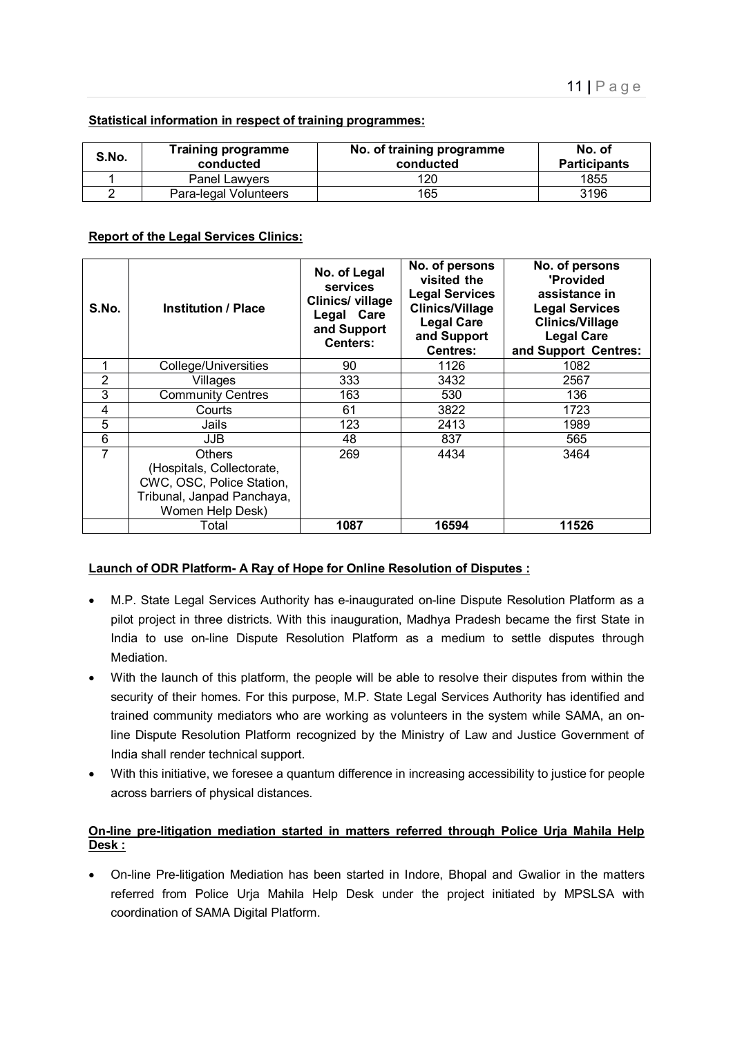**Statistical information in respect of training programmes:**

| S.No. | Training programme conducted | No. of training programme conducted | No. of Participants |
|---|---|---|---|
| 1 | Panel Lawyers | 120 | 1855 |
| 2 | Para-legal Volunteers | 165 | 3196 |

**Report of the Legal Services Clinics:**

| S.No. | Institution / Place | No. of Legal services Clinics/ village Legal Care and Support Centers: | No. of persons visited the Legal Services Clinics/Village Legal Care and Support Centres: | No. of persons 'Provided assistance in Legal Services Clinics/Village Legal Care and Support Centres: |
|---|---|---|---|---|
| 1 | College/Universities | 90 | 1126 | 1082 |
| 2 | Villages | 333 | 3432 | 2567 |
| 3 | Community Centres | 163 | 530 | 136 |
| 4 | Courts | 61 | 3822 | 1723 |
| 5 | Jails | 123 | 2413 | 1989 |
| 6 | JJB | 48 | 837 | 565 |
| 7 | Others (Hospitals, Collectorate, CWC, OSC, Police Station, Tribunal, Janpad Panchaya, Women Help Desk) | 269 | 4434 | 3464 |
| | Total | **1087** | **16594** | **11526** |

**Launch of ODR Platform- A Ray of Hope for Online Resolution of Disputes :**

- M.P. State Legal Services Authority has e-inaugurated on-line Dispute Resolution Platform as a pilot project in three districts. With this inauguration, Madhya Pradesh became the first State in India to use on-line Dispute Resolution Platform as a medium to settle disputes through Mediation.
- With the launch of this platform, the people will be able to resolve their disputes from within the security of their homes. For this purpose, M.P. State Legal Services Authority has identified and trained community mediators who are working as volunteers in the system while SAMA, an on-line Dispute Resolution Platform recognized by the Ministry of Law and Justice Government of India shall render technical support.
- With this initiative, we foresee a quantum difference in increasing accessibility to justice for people across barriers of physical distances.

**On-line pre-litigation mediation started in matters referred through Police Urja Mahila Help Desk :**

- On-line Pre-litigation Mediation has been started in Indore, Bhopal and Gwalior in the matters referred from Police Urja Mahila Help Desk under the project initiated by MPSLSA with coordination of SAMA Digital Platform.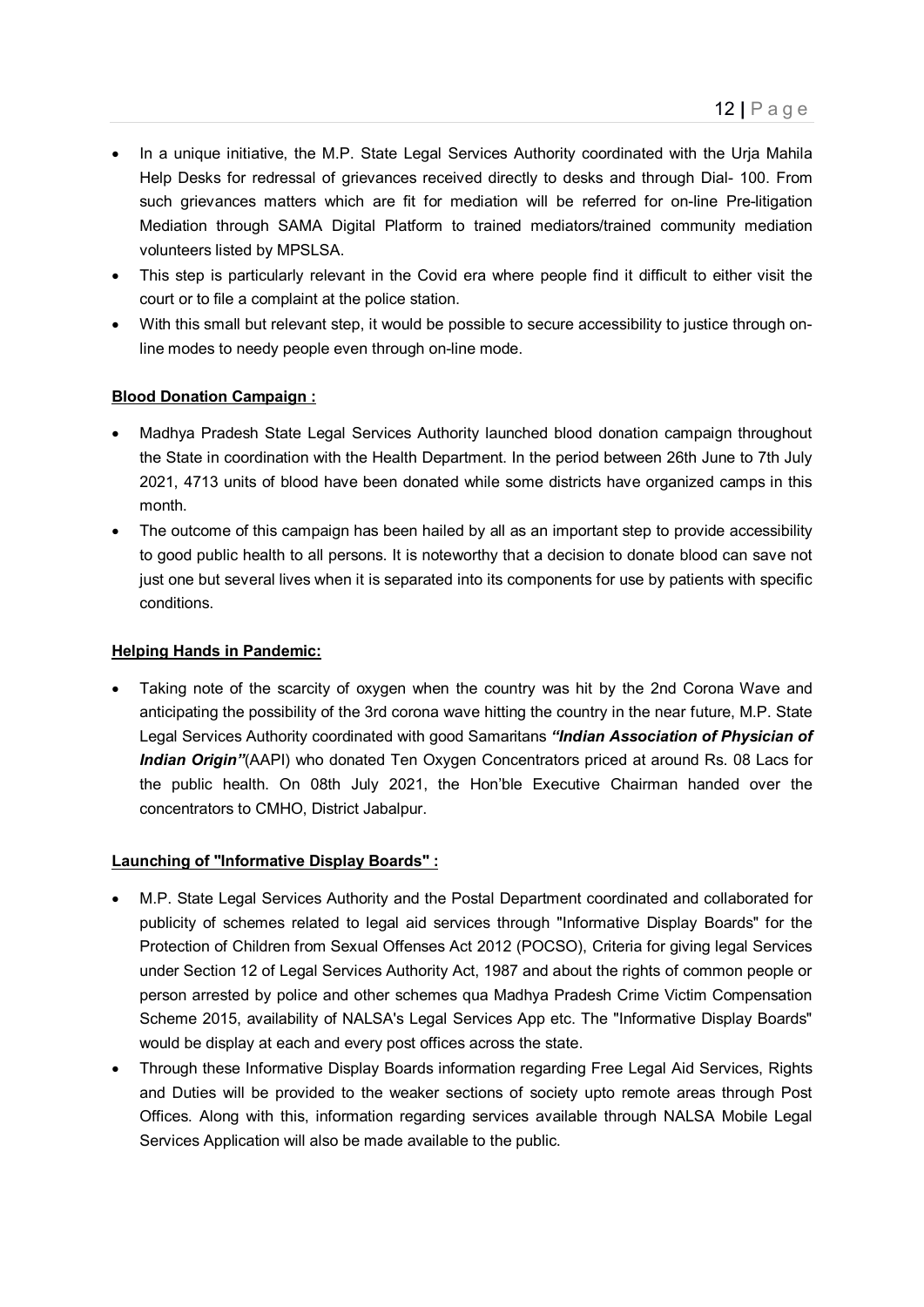- In a unique initiative, the M.P. State Legal Services Authority coordinated with the Urja Mahila Help Desks for redressal of grievances received directly to desks and through Dial- 100. From such grievances matters which are fit for mediation will be referred for on-line Pre-litigation Mediation through SAMA Digital Platform to trained mediators/trained community mediation volunteers listed by MPSLSA.
- This step is particularly relevant in the Covid era where people find it difficult to either visit the court or to file a complaint at the police station.
- With this small but relevant step, it would be possible to secure accessibility to justice through on-line modes to needy people even through on-line mode.

**Blood Donation Campaign :**

- Madhya Pradesh State Legal Services Authority launched blood donation campaign throughout the State in coordination with the Health Department. In the period between 26th June to 7th July 2021, 4713 units of blood have been donated while some districts have organized camps in this month.
- The outcome of this campaign has been hailed by all as an important step to provide accessibility to good public health to all persons. It is noteworthy that a decision to donate blood can save not just one but several lives when it is separated into its components for use by patients with specific conditions.

**Helping Hands in Pandemic:**

- Taking note of the scarcity of oxygen when the country was hit by the 2nd Corona Wave and anticipating the possibility of the 3rd corona wave hitting the country in the near future, M.P. State Legal Services Authority coordinated with good Samaritans ***"Indian Association of Physician of Indian Origin"***(AAPI) who donated Ten Oxygen Concentrators priced at around Rs. 08 Lacs for the public health. On 08th July 2021, the Hon'ble Executive Chairman handed over the concentrators to CMHO, District Jabalpur.

**Launching of "Informative Display Boards" :**

- M.P. State Legal Services Authority and the Postal Department coordinated and collaborated for publicity of schemes related to legal aid services through "Informative Display Boards" for the Protection of Children from Sexual Offenses Act 2012 (POCSO), Criteria for giving legal Services under Section 12 of Legal Services Authority Act, 1987 and about the rights of common people or person arrested by police and other schemes qua Madhya Pradesh Crime Victim Compensation Scheme 2015, availability of NALSA's Legal Services App etc. The "Informative Display Boards" would be display at each and every post offices across the state.
- Through these Informative Display Boards information regarding Free Legal Aid Services, Rights and Duties will be provided to the weaker sections of society upto remote areas through Post Offices. Along with this, information regarding services available through NALSA Mobile Legal Services Application will also be made available to the public.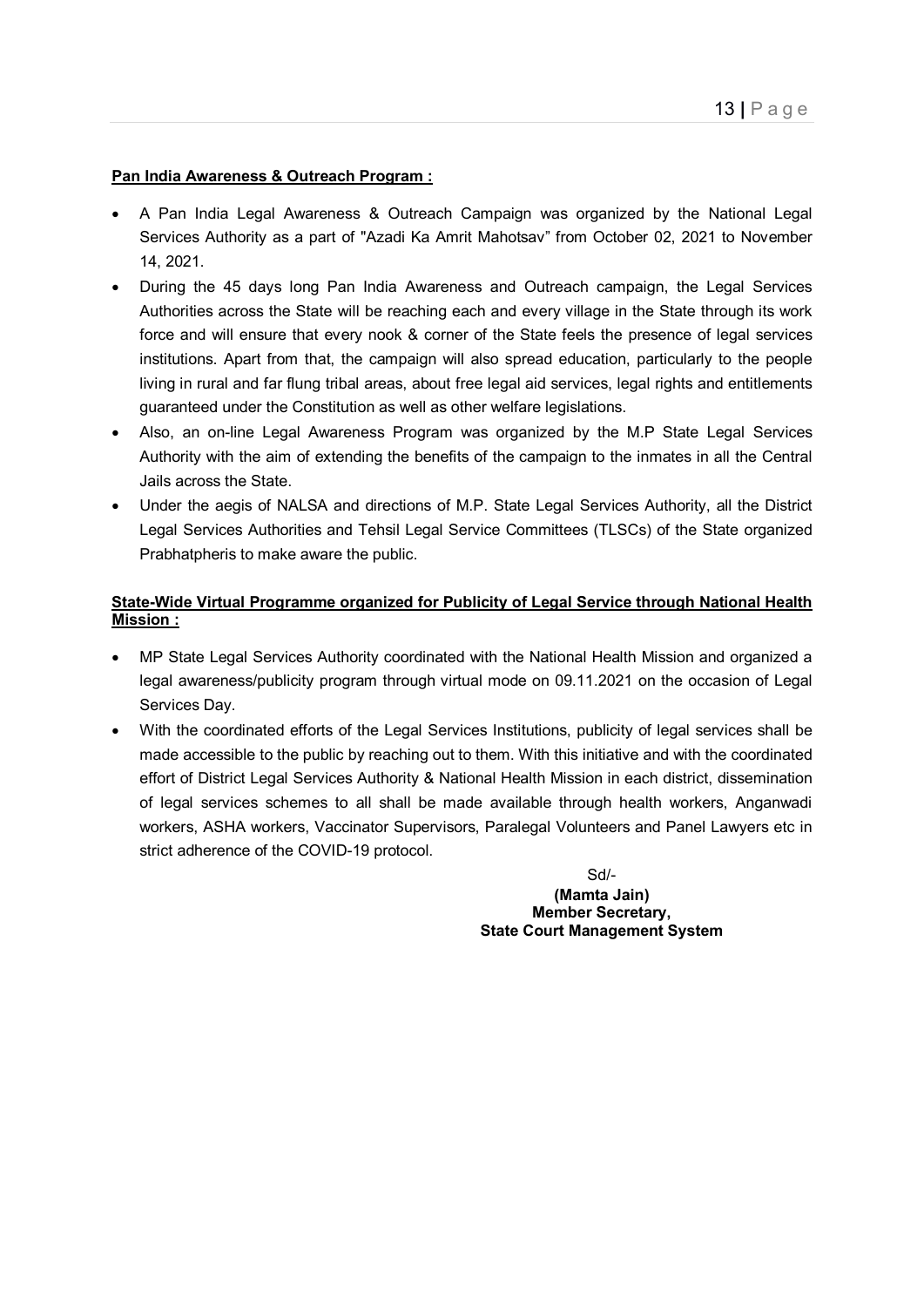**Pan India Awareness & Outreach Program :**

- A Pan India Legal Awareness & Outreach Campaign was organized by the National Legal Services Authority as a part of "Azadi Ka Amrit Mahotsav" from October 02, 2021 to November 14, 2021.
- During the 45 days long Pan India Awareness and Outreach campaign, the Legal Services Authorities across the State will be reaching each and every village in the State through its work force and will ensure that every nook & corner of the State feels the presence of legal services institutions. Apart from that, the campaign will also spread education, particularly to the people living in rural and far flung tribal areas, about free legal aid services, legal rights and entitlements guaranteed under the Constitution as well as other welfare legislations.
- Also, an on-line Legal Awareness Program was organized by the M.P State Legal Services Authority with the aim of extending the benefits of the campaign to the inmates in all the Central Jails across the State.
- Under the aegis of NALSA and directions of M.P. State Legal Services Authority, all the District Legal Services Authorities and Tehsil Legal Service Committees (TLSCs) of the State organized Prabhatpheris to make aware the public.

**State-Wide Virtual Programme organized for Publicity of Legal Service through National Health Mission :**

- MP State Legal Services Authority coordinated with the National Health Mission and organized a legal awareness/publicity program through virtual mode on 09.11.2021 on the occasion of Legal Services Day.
- With the coordinated efforts of the Legal Services Institutions, publicity of legal services shall be made accessible to the public by reaching out to them. With this initiative and with the coordinated effort of District Legal Services Authority & National Health Mission in each district, dissemination of legal services schemes to all shall be made available through health workers, Anganwadi workers, ASHA workers, Vaccinator Supervisors, Paralegal Volunteers and Panel Lawyers etc in strict adherence of the COVID-19 protocol.

Sd/-
**(Mamta Jain)**
**Member Secretary,**
**State Court Management System**